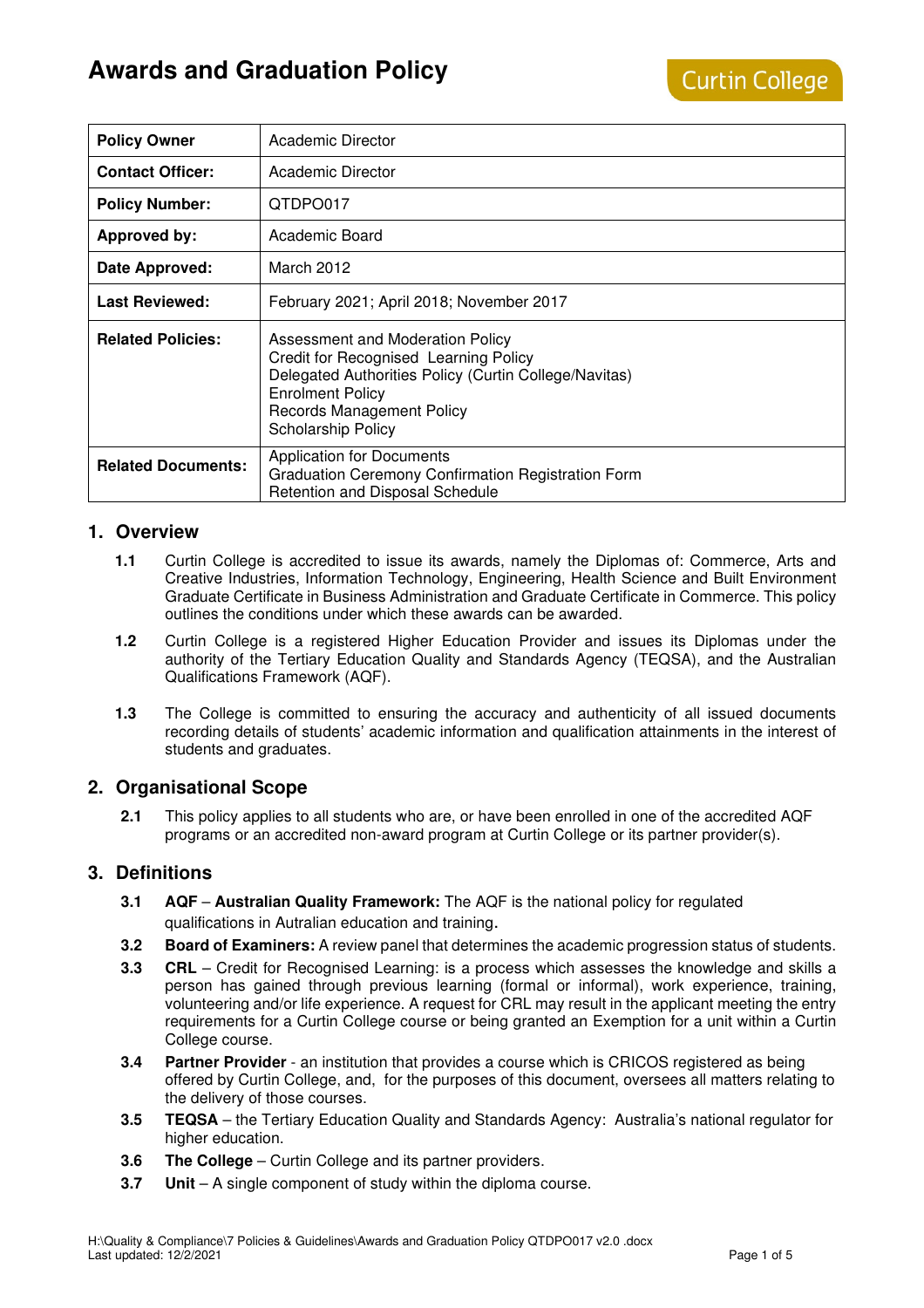# Awards and Graduation Policy

Curtin College

| Policy Owner | Academic Director |
|---|---|
| **Contact Officer:** | Academic Director |
| **Policy Number:** | QTDPO017 |
| **Approved by:** | Academic Board |
| **Date Approved:** | March 2012 |
| **Last Reviewed:** | February 2021; April 2018; November 2017 |
| **Related Policies:** | Assessment and Moderation Policy<br>Credit for Recognised Learning Policy<br>Delegated Authorities Policy (Curtin College/Navitas)<br>Enrolment Policy<br>Records Management Policy<br>Scholarship Policy |
| **Related Documents:** | Application for Documents<br>Graduation Ceremony Confirmation Registration Form<br>Retention and Disposal Schedule |

## 1. Overview

**1.1** Curtin College is accredited to issue its awards, namely the Diplomas of: Commerce, Arts and Creative Industries, Information Technology, Engineering, Health Science and Built Environment Graduate Certificate in Business Administration and Graduate Certificate in Commerce. This policy outlines the conditions under which these awards can be awarded.

**1.2** Curtin College is a registered Higher Education Provider and issues its Diplomas under the authority of the Tertiary Education Quality and Standards Agency (TEQSA), and the Australian Qualifications Framework (AQF).

**1.3** The College is committed to ensuring the accuracy and authenticity of all issued documents recording details of students' academic information and qualification attainments in the interest of students and graduates.

## 2. Organisational Scope

**2.1** This policy applies to all students who are, or have been enrolled in one of the accredited AQF programs or an accredited non-award program at Curtin College or its partner provider(s).

## 3. Definitions

**3.1** **AQF** – **Australian Quality Framework:** The AQF is the national policy for regulated qualifications in Autralian education and training.

**3.2** **Board of Examiners:** A review panel that determines the academic progression status of students.

**3.3** **CRL** – Credit for Recognised Learning: is a process which assesses the knowledge and skills a person has gained through previous learning (formal or informal), work experience, training, volunteering and/or life experience. A request for CRL may result in the applicant meeting the entry requirements for a Curtin College course or being granted an Exemption for a unit within a Curtin College course.

**3.4** **Partner Provider** - an institution that provides a course which is CRICOS registered as being offered by Curtin College, and, for the purposes of this document, oversees all matters relating to the delivery of those courses.

**3.5** **TEQSA** – the Tertiary Education Quality and Standards Agency: Australia's national regulator for higher education.

**3.6** **The College** – Curtin College and its partner providers.

**3.7** **Unit** – A single component of study within the diploma course.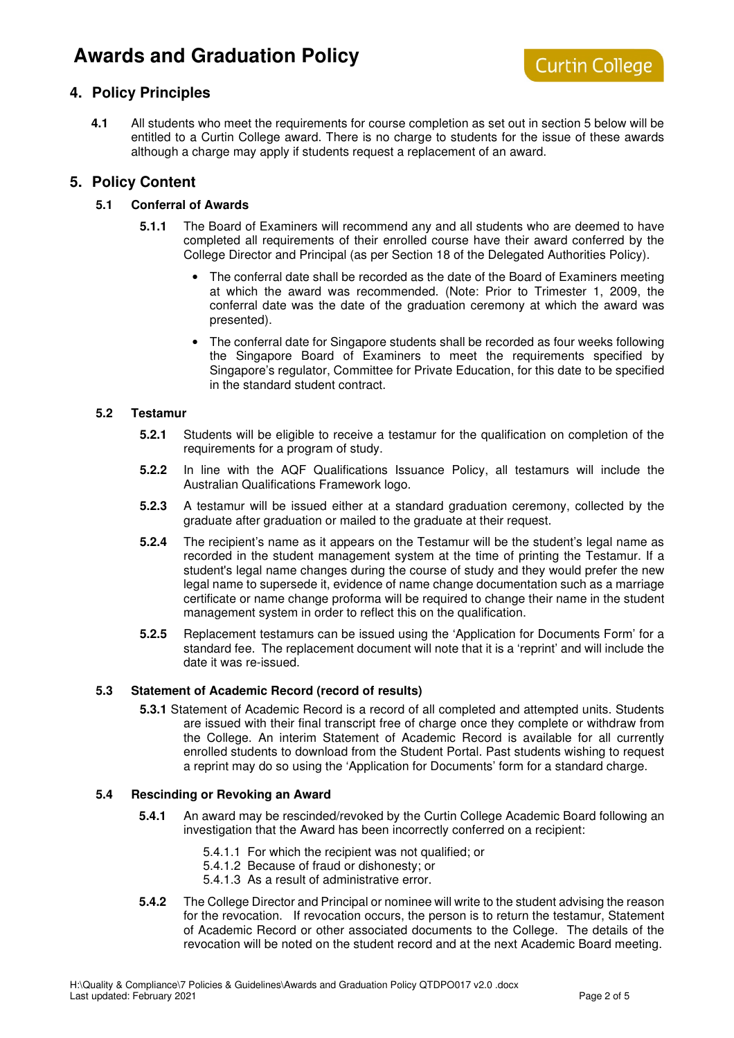## 4. Policy Principles

**4.1** All students who meet the requirements for course completion as set out in section 5 below will be entitled to a Curtin College award. There is no charge to students for the issue of these awards although a charge may apply if students request a replacement of an award.

## 5. Policy Content

### 5.1 Conferral of Awards

**5.1.1** The Board of Examiners will recommend any and all students who are deemed to have completed all requirements of their enrolled course have their award conferred by the College Director and Principal (as per Section 18 of the Delegated Authorities Policy).

- The conferral date shall be recorded as the date of the Board of Examiners meeting at which the award was recommended. (Note: Prior to Trimester 1, 2009, the conferral date was the date of the graduation ceremony at which the award was presented).
- The conferral date for Singapore students shall be recorded as four weeks following the Singapore Board of Examiners to meet the requirements specified by Singapore's regulator, Committee for Private Education, for this date to be specified in the standard student contract.

### 5.2 Testamur

**5.2.1** Students will be eligible to receive a testamur for the qualification on completion of the requirements for a program of study.

**5.2.2** In line with the AQF Qualifications Issuance Policy, all testamurs will include the Australian Qualifications Framework logo.

**5.2.3** A testamur will be issued either at a standard graduation ceremony, collected by the graduate after graduation or mailed to the graduate at their request.

**5.2.4** The recipient's name as it appears on the Testamur will be the student's legal name as recorded in the student management system at the time of printing the Testamur. If a student's legal name changes during the course of study and they would prefer the new legal name to supersede it, evidence of name change documentation such as a marriage certificate or name change proforma will be required to change their name in the student management system in order to reflect this on the qualification.

**5.2.5** Replacement testamurs can be issued using the 'Application for Documents Form' for a standard fee. The replacement document will note that it is a 'reprint' and will include the date it was re-issued.

### 5.3 Statement of Academic Record (record of results)

**5.3.1** Statement of Academic Record is a record of all completed and attempted units. Students are issued with their final transcript free of charge once they complete or withdraw from the College. An interim Statement of Academic Record is available for all currently enrolled students to download from the Student Portal. Past students wishing to request a reprint may do so using the 'Application for Documents' form for a standard charge.

### 5.4 Rescinding or Revoking an Award

**5.4.1** An award may be rescinded/revoked by the Curtin College Academic Board following an investigation that the Award has been incorrectly conferred on a recipient:

5.4.1.1 For which the recipient was not qualified; or
5.4.1.2 Because of fraud or dishonesty; or
5.4.1.3 As a result of administrative error.

**5.4.2** The College Director and Principal or nominee will write to the student advising the reason for the revocation. If revocation occurs, the person is to return the testamur, Statement of Academic Record or other associated documents to the College. The details of the revocation will be noted on the student record and at the next Academic Board meeting.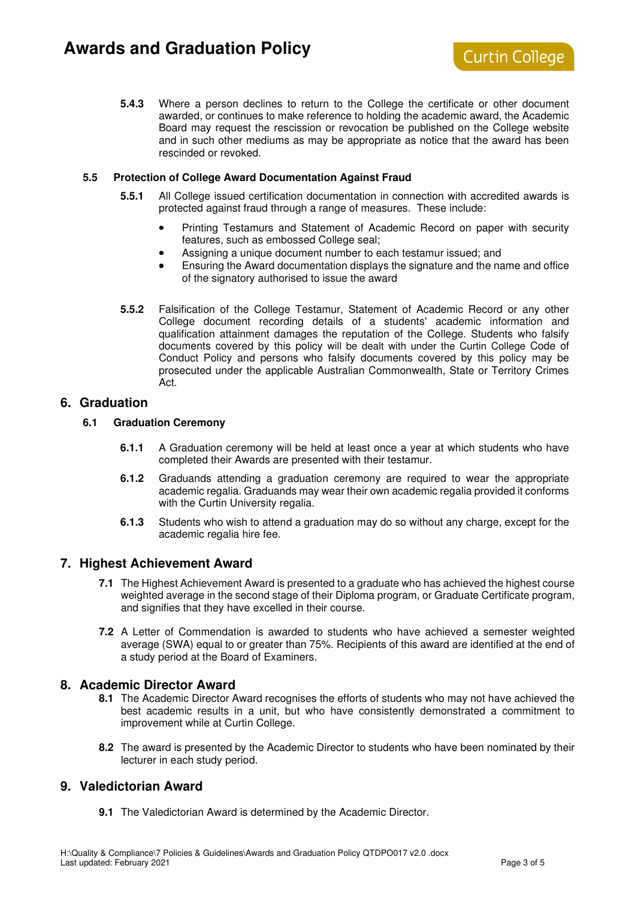**5.4.3** Where a person declines to return to the College the certificate or other document awarded, or continues to make reference to holding the academic award, the Academic Board may request the rescission or revocation be published on the College website and in such other mediums as may be appropriate as notice that the award has been rescinded or revoked.

### 5.5 Protection of College Award Documentation Against Fraud

**5.5.1** All College issued certification documentation in connection with accredited awards is protected against fraud through a range of measures. These include:

- Printing Testamurs and Statement of Academic Record on paper with security features, such as embossed College seal;
- Assigning a unique document number to each testamur issued; and
- Ensuring the Award documentation displays the signature and the name and office of the signatory authorised to issue the award

**5.5.2** Falsification of the College Testamur, Statement of Academic Record or any other College document recording details of a students' academic information and qualification attainment damages the reputation of the College. Students who falsify documents covered by this policy will be dealt with under the Curtin College Code of Conduct Policy and persons who falsify documents covered by this policy may be prosecuted under the applicable Australian Commonwealth, State or Territory Crimes Act.

## 6. Graduation

### 6.1 Graduation Ceremony

**6.1.1** A Graduation ceremony will be held at least once a year at which students who have completed their Awards are presented with their testamur.

**6.1.2** Graduands attending a graduation ceremony are required to wear the appropriate academic regalia. Graduands may wear their own academic regalia provided it conforms with the Curtin University regalia.

**6.1.3** Students who wish to attend a graduation may do so without any charge, except for the academic regalia hire fee.

## 7. Highest Achievement Award

**7.1** The Highest Achievement Award is presented to a graduate who has achieved the highest course weighted average in the second stage of their Diploma program, or Graduate Certificate program, and signifies that they have excelled in their course.

**7.2** A Letter of Commendation is awarded to students who have achieved a semester weighted average (SWA) equal to or greater than 75%. Recipients of this award are identified at the end of a study period at the Board of Examiners.

## 8. Academic Director Award

**8.1** The Academic Director Award recognises the efforts of students who may not have achieved the best academic results in a unit, but who have consistently demonstrated a commitment to improvement while at Curtin College.

**8.2** The award is presented by the Academic Director to students who have been nominated by their lecturer in each study period.

## 9. Valedictorian Award

**9.1** The Valedictorian Award is determined by the Academic Director.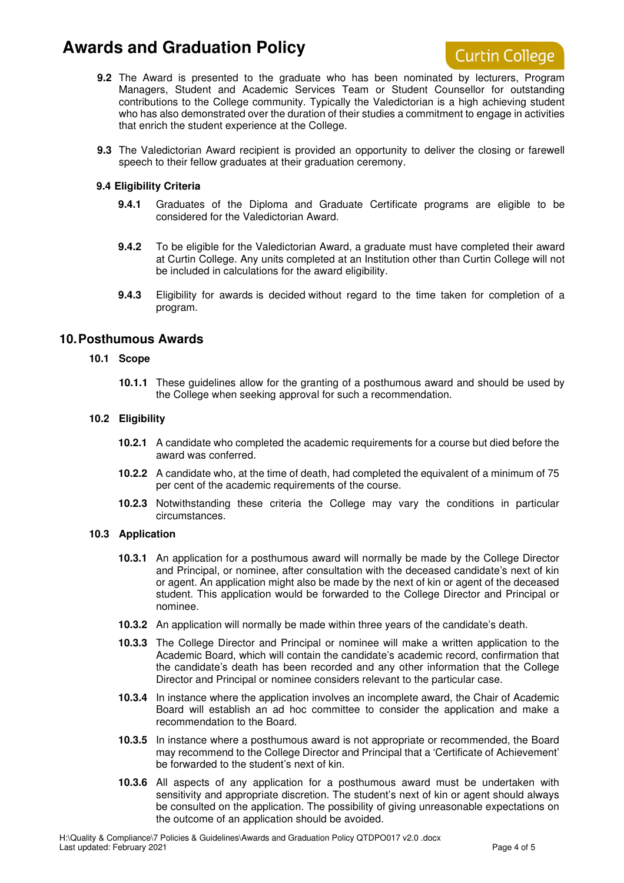**9.2** The Award is presented to the graduate who has been nominated by lecturers, Program Managers, Student and Academic Services Team or Student Counsellor for outstanding contributions to the College community. Typically the Valedictorian is a high achieving student who has also demonstrated over the duration of their studies a commitment to engage in activities that enrich the student experience at the College.

**9.3** The Valedictorian Award recipient is provided an opportunity to deliver the closing or farewell speech to their fellow graduates at their graduation ceremony.

**9.4 Eligibility Criteria**

**9.4.1** Graduates of the Diploma and Graduate Certificate programs are eligible to be considered for the Valedictorian Award.

**9.4.2** To be eligible for the Valedictorian Award, a graduate must have completed their award at Curtin College. Any units completed at an Institution other than Curtin College will not be included in calculations for the award eligibility.

**9.4.3** Eligibility for awards is decided without regard to the time taken for completion of a program.

## 10. Posthumous Awards

### 10.1 Scope

**10.1.1** These guidelines allow for the granting of a posthumous award and should be used by the College when seeking approval for such a recommendation.

### 10.2 Eligibility

**10.2.1** A candidate who completed the academic requirements for a course but died before the award was conferred.

**10.2.2** A candidate who, at the time of death, had completed the equivalent of a minimum of 75 per cent of the academic requirements of the course.

**10.2.3** Notwithstanding these criteria the College may vary the conditions in particular circumstances.

### 10.3 Application

**10.3.1** An application for a posthumous award will normally be made by the College Director and Principal, or nominee, after consultation with the deceased candidate's next of kin or agent. An application might also be made by the next of kin or agent of the deceased student. This application would be forwarded to the College Director and Principal or nominee.

**10.3.2** An application will normally be made within three years of the candidate's death.

**10.3.3** The College Director and Principal or nominee will make a written application to the Academic Board, which will contain the candidate's academic record, confirmation that the candidate's death has been recorded and any other information that the College Director and Principal or nominee considers relevant to the particular case.

**10.3.4** In instance where the application involves an incomplete award, the Chair of Academic Board will establish an ad hoc committee to consider the application and make a recommendation to the Board.

**10.3.5** In instance where a posthumous award is not appropriate or recommended, the Board may recommend to the College Director and Principal that a 'Certificate of Achievement' be forwarded to the student's next of kin.

**10.3.6** All aspects of any application for a posthumous award must be undertaken with sensitivity and appropriate discretion. The student's next of kin or agent should always be consulted on the application. The possibility of giving unreasonable expectations on the outcome of an application should be avoided.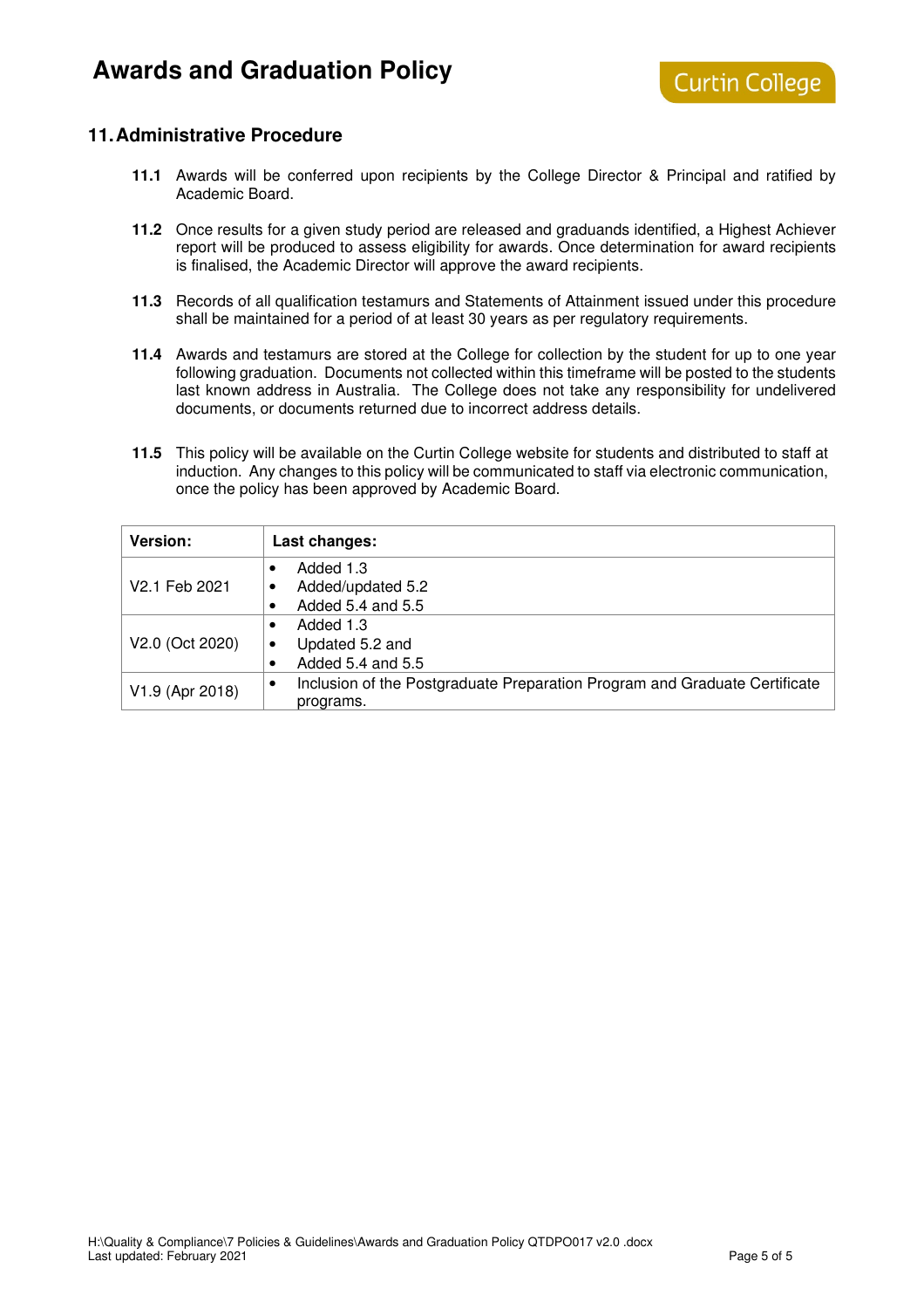## 11. Administrative Procedure

**11.1** Awards will be conferred upon recipients by the College Director & Principal and ratified by Academic Board.

**11.2** Once results for a given study period are released and graduands identified, a Highest Achiever report will be produced to assess eligibility for awards. Once determination for award recipients is finalised, the Academic Director will approve the award recipients.

**11.3** Records of all qualification testamurs and Statements of Attainment issued under this procedure shall be maintained for a period of at least 30 years as per regulatory requirements.

**11.4** Awards and testamurs are stored at the College for collection by the student for up to one year following graduation. Documents not collected within this timeframe will be posted to the students last known address in Australia. The College does not take any responsibility for undelivered documents, or documents returned due to incorrect address details.

**11.5** This policy will be available on the Curtin College website for students and distributed to staff at induction. Any changes to this policy will be communicated to staff via electronic communication, once the policy has been approved by Academic Board.

| Version: | Last changes: |
|---|---|
| V2.1 Feb 2021 | • Added 1.3<br>• Added/updated 5.2<br>• Added 5.4 and 5.5 |
| V2.0 (Oct 2020) | • Added 1.3<br>• Updated 5.2 and<br>• Added 5.4 and 5.5 |
| V1.9 (Apr 2018) | • Inclusion of the Postgraduate Preparation Program and Graduate Certificate programs. |